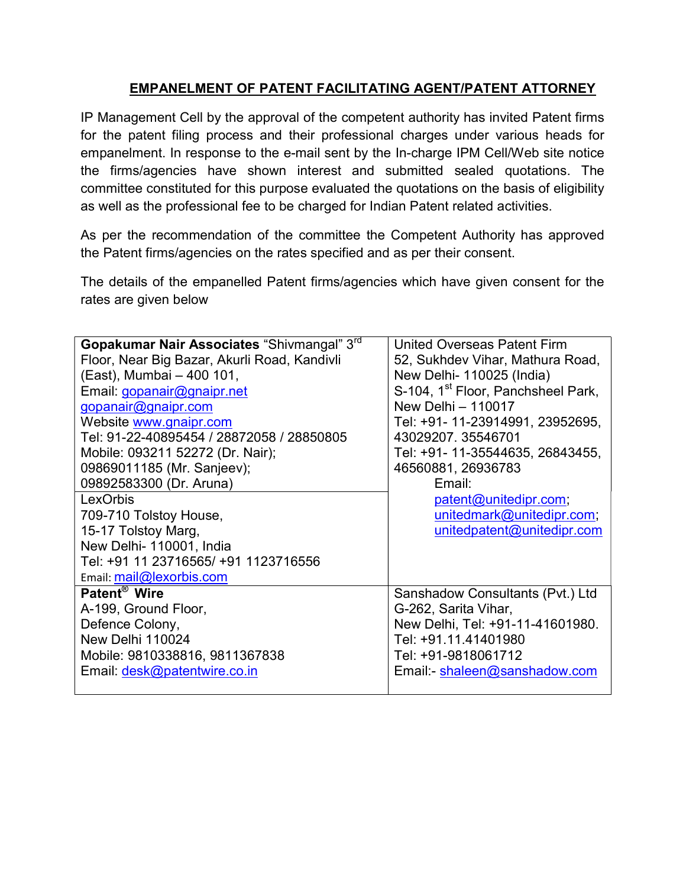## EMPANELMENT OF PATENT FACILITATING AGENT/PATENT ATTORNEY

IP Management Cell by the approval of the competent authority has invited Patent firms for the patent filing process and their professional charges under various heads for empanelment. In response to the e-mail sent by the In-charge IPM Cell/Web site notice the firms/agencies have shown interest and submitted sealed quotations. The committee constituted for this purpose evaluated the quotations on the basis of eligibility as well as the professional fee to be charged for Indian Patent related activities.

As per the recommendation of the committee the Competent Authority has approved the Patent firms/agencies on the rates specified and as per their consent.

The details of the empanelled Patent firms/agencies which have given consent for the rates are given below

| | |
|---|---|
| **Gopakumar Nair Associates** "Shivmangal" 3rd Floor, Near Big Bazar, Akurli Road, Kandivli (East), Mumbai – 400 101,<br>Email: gopanair@gnaipr.net<br>gopanair@gnaipr.com<br>Website www.gnaipr.com<br>Tel: 91-22-40895454 / 28872058 / 28850805<br>Mobile: 093211 52272 (Dr. Nair);<br>09869011185 (Mr. Sanjeev);<br>09892583300 (Dr. Aruna) | United Overseas Patent Firm<br>52, Sukhdev Vihar, Mathura Road, New Delhi- 110025 (India)<br>S-104, 1st Floor, Panchsheel Park, New Delhi – 110017<br>Tel: +91- 11-23914991, 23952695, 43029207. 35546701<br>Tel: +91- 11-35544635, 26843455, 46560881, 26936783<br>Email:<br>patent@unitedipr.com;<br>unitedmark@unitedipr.com;<br>unitedpatent@unitedipr.com |
| LexOrbis<br>709-710 Tolstoy House,<br>15-17 Tolstoy Marg,<br>New Delhi- 110001, India<br>Tel: +91 11 23716565/ +91 1123716556<br>Email: mail@lexorbis.com | |
| **Patent® Wire**<br>A-199, Ground Floor,<br>Defence Colony,<br>New Delhi 110024<br>Mobile: 9810338816, 9811367838<br>Email: desk@patentwire.co.in | Sanshadow Consultants (Pvt.) Ltd<br>G-262, Sarita Vihar,<br>New Delhi, Tel: +91-11-41601980.<br>Tel: +91.11.41401980<br>Tel: +91-9818061712<br>Email:- shaleen@sanshadow.com |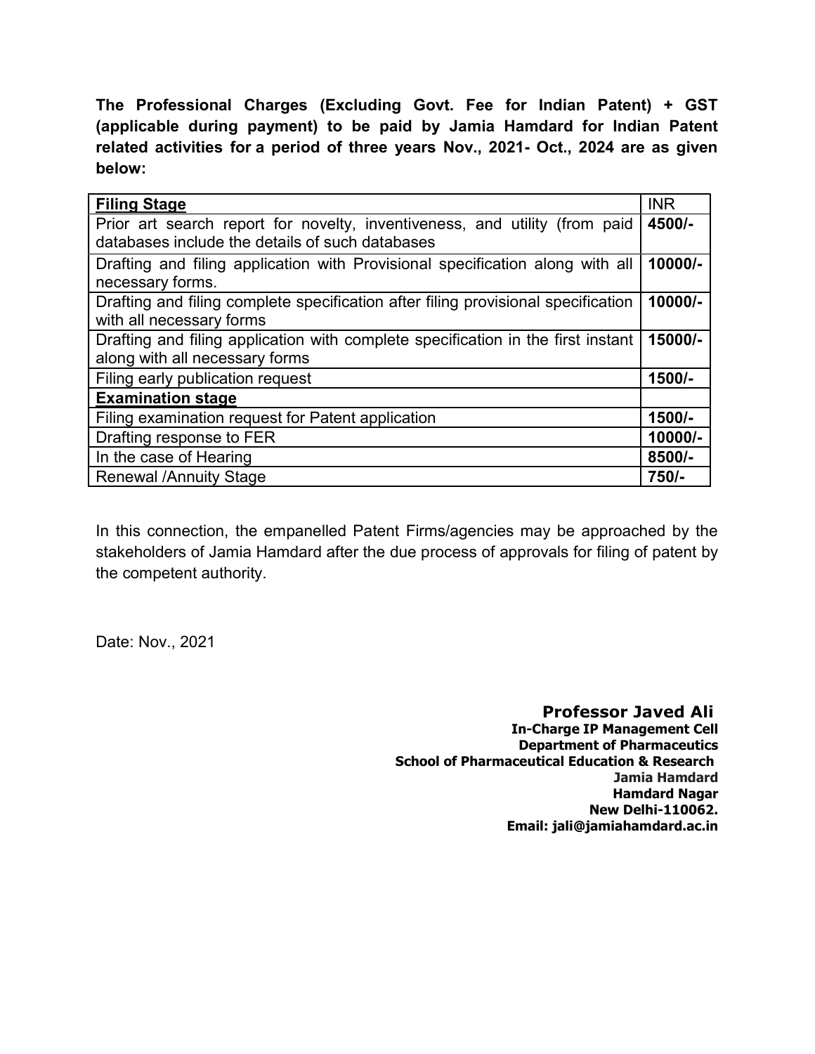**The Professional Charges (Excluding Govt. Fee for Indian Patent) + GST (applicable during payment) to be paid by Jamia Hamdard for Indian Patent related activities for a period of three years Nov., 2021- Oct., 2024 are as given below:**

| **Filing Stage** | INR |
|---|---|
| Prior art search report for novelty, inventiveness, and utility (from paid databases include the details of such databases | **4500/-** |
| Drafting and filing application with Provisional specification along with all necessary forms. | **10000/-** |
| Drafting and filing complete specification after filing provisional specification with all necessary forms | **10000/-** |
| Drafting and filing application with complete specification in the first instant along with all necessary forms | **15000/-** |
| Filing early publication request | **1500/-** |
| **Examination stage** | |
| Filing examination request for Patent application | **1500/-** |
| Drafting response to FER | **10000/-** |
| In the case of Hearing | **8500/-** |
| Renewal /Annuity Stage | **750/-** |

In this connection, the empanelled Patent Firms/agencies may be approached by the stakeholders of Jamia Hamdard after the due process of approvals for filing of patent by the competent authority.

Date: Nov., 2021

**Professor Javed Ali**
**In-Charge IP Management Cell**
**Department of Pharmaceutics**
**School of Pharmaceutical Education & Research**
**Jamia Hamdard**
**Hamdard Nagar**
**New Delhi-110062.**
**Email: jali@jamiahamdard.ac.in**